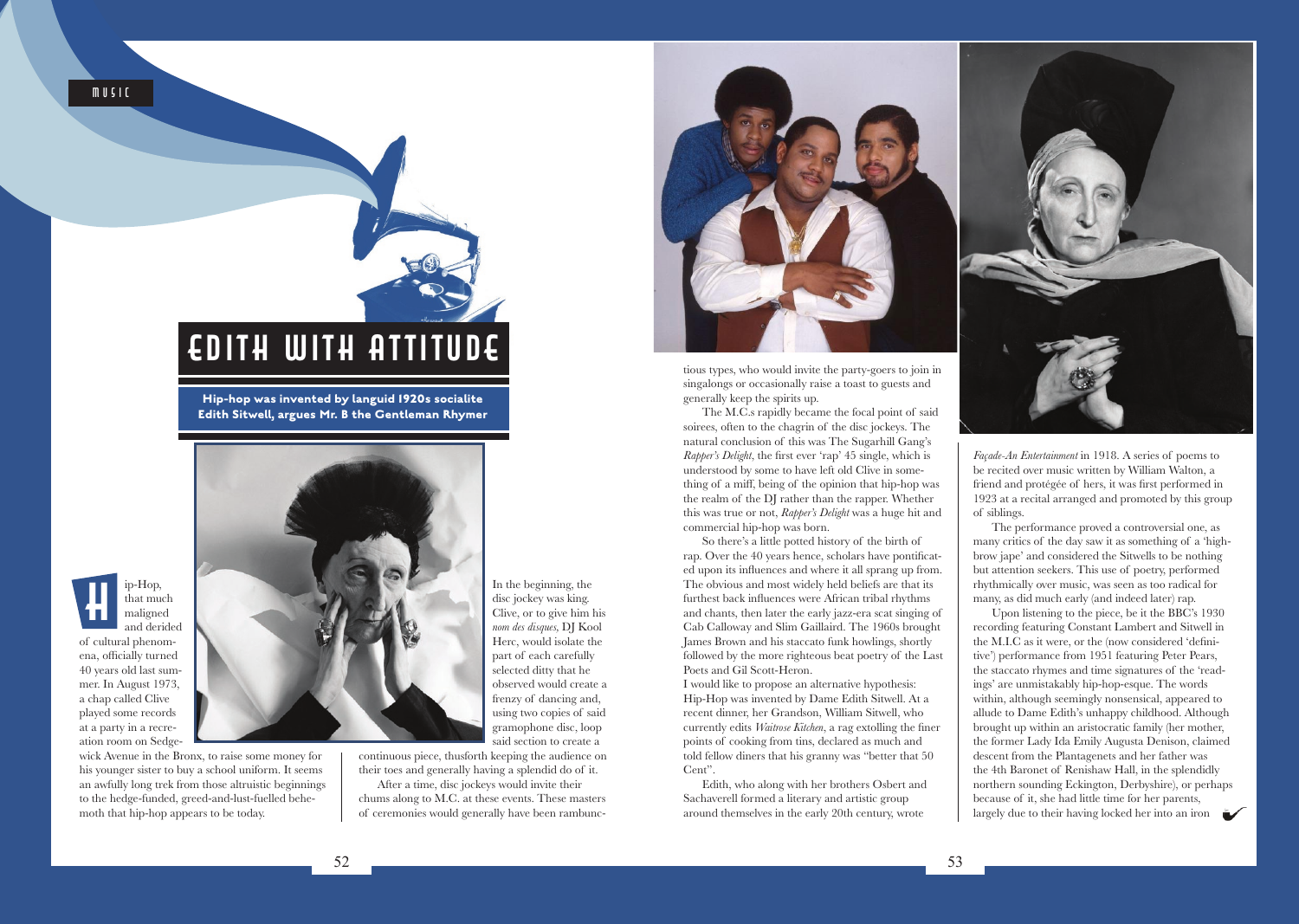# EDITH WITH ATTITUDE

**Hip-hop was invented by languid 1920s socialite Edith Sitwell, argues Mr. B the Gentleman Rhymer**

Hip-Hop, that much maligned and derided of cultural phenomena, officially turned 40 years old last summer. In August 1973, a chap called Clive played some records at a party in a recreation room on Sedgewick Avenue in the Bronx, to raise some money for his younger sister to buy a school uniform. It seems an awfully long trek from those altruistic beginnings to the hedge-funded, greed-and-lust-fuelled behemoth that hip-hop appears to be today.

In the beginning, the disc jockey was king. Clive, or to give him his *nom des disques*, DJ Kool Herc, would isolate the part of each carefully selected ditty that he observed would create a frenzy of dancing and, using two copies of said gramophone disc, loop said section to create a continuous piece, thusforth keeping the audience on their toes and generally having a splendid do of it.

After a time, disc jockeys would invite their chums along to M.C. at these events. These masters of ceremonies would generally have been rambunctious types, who would invite the party-goers to join in singalongs or occasionally raise a toast to guests and generally keep the spirits up.

The M.C.s rapidly became the focal point of said soirees, often to the chagrin of the disc jockeys. The natural conclusion of this was The Sugarhill Gang's *Rapper's Delight*, the first ever 'rap' 45 single, which is understood by some to have left old Clive in something of a miff, being of the opinion that hip-hop was the realm of the DJ rather than the rapper. Whether this was true or not, *Rapper's Delight* was a huge hit and commercial hip-hop was born.

So there's a little potted history of the birth of rap. Over the 40 years hence, scholars have pontificated upon its influences and where it all sprang up from. The obvious and most widely held beliefs are that its furthest back influences were African tribal rhythms and chants, then later the early jazz-era scat singing of Cab Calloway and Slim Gaillaird. The 1960s brought James Brown and his staccato funk howlings, shortly followed by the more righteous beat poetry of the Last Poets and Gil Scott-Heron.

I would like to propose an alternative hypothesis: Hip-Hop was invented by Dame Edith Sitwell. At a recent dinner, her Grandson, William Sitwell, who currently edits *Waitrose Kitchen*, a rag extolling the finer points of cooking from tins, declared as much and told fellow diners that his granny was "better that 50 Cent".

Edith, who along with her brothers Osbert and Sachaverell formed a literary and artistic group around themselves in the early 20th century, wrote *Façade-An Entertainment* in 1918. A series of poems to be recited over music written by William Walton, a friend and protégée of hers, it was first performed in 1923 at a recital arranged and promoted by this group of siblings.

The performance proved a controversial one, as many critics of the day saw it as something of a 'high-brow jape' and considered the Sitwells to be nothing but attention seekers. This use of poetry, performed rhythmically over music, was seen as too radical for many, as did much early (and indeed later) rap.

Upon listening to the piece, be it the BBC's 1930 recording featuring Constant Lambert and Sitwell in the M.I.C as it were, or the (now considered 'definitive') performance from 1951 featuring Peter Pears, the staccato rhymes and time signatures of the 'readings' are unmistakably hip-hop-esque. The words within, although seemingly nonsensical, appeared to allude to Dame Edith's unhappy childhood. Although brought up within an aristocratic family (her mother, the former Lady Ida Emily Augusta Denison, claimed descent from the Plantagenets and her father was the 4th Baronet of Renishaw Hall, in the splendidly northern sounding Eckington, Derbyshire), or perhaps because of it, she had little time for her parents, largely due to their having locked her into an iron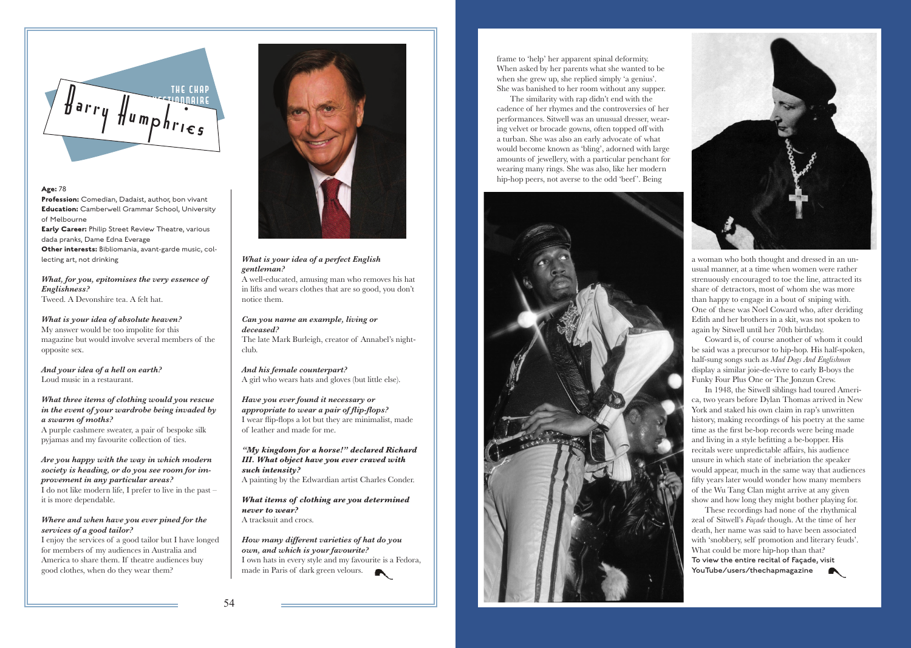# The Chap Questionnaire

## Barry Humphries

**Age:** 78
**Profession:** Comedian, Dadaist, author, bon vivant
**Education:** Camberwell Grammar School, University of Melbourne
**Early Career:** Philip Street Review Theatre, various dada pranks, Dame Edna Everage
**Other interests:** Bibliomania, avant-garde music, collecting art, not drinking

***What, for you, epitomises the very essence of Englishness?***
Tweed. A Devonshire tea. A felt hat.

***What is your idea of absolute heaven?***
My answer would be too impolite for this magazine but would involve several members of the opposite sex.

***And your idea of a hell on earth?***
Loud music in a restaurant.

***What three items of clothing would you rescue in the event of your wardrobe being invaded by a swarm of moths?***
A purple cashmere sweater, a pair of bespoke silk pyjamas and my favourite collection of ties.

***Are you happy with the way in which modern society is heading, or do you see room for improvement in any particular areas?***
I do not like modern life, I prefer to live in the past – it is more dependable.

***Where and when have you ever pined for the services of a good tailor?***
I enjoy the services of a good tailor but I have longed for members of my audiences in Australia and America to share them. If theatre audiences buy good clothes, when do they wear them?

***What is your idea of a perfect English gentleman?***
A well-educated, amusing man who removes his hat in lifts and wears clothes that are so good, you don't notice them.

***Can you name an example, living or deceased?***
The late Mark Burleigh, creator of Annabel's nightclub.

***And his female counterpart?***
A girl who wears hats and gloves (but little else).

***Have you ever found it necessary or appropriate to wear a pair of flip-flops?***
I wear flip-flops a lot but they are minimalist, made of leather and made for me.

***"My kingdom for a horse!" declared Richard III. What object have you ever craved with such intensity?***
A painting by the Edwardian artist Charles Conder.

***What items of clothing are you determined never to wear?***
A tracksuit and crocs.

***How many different varieties of hat do you own, and which is your favourite?***
I own hats in every style and my favourite is a Fedora, made in Paris of dark green velours.

---

frame to 'help' her apparent spinal deformity. When asked by her parents what she wanted to be when she grew up, she replied simply 'a genius'. She was banished to her room without any supper.

The similarity with rap didn't end with the cadence of her rhymes and the controversies of her performances. Sitwell was an unusual dresser, wearing velvet or brocade gowns, often topped off with a turban. She was also an early advocate of what would become known as 'bling', adorned with large amounts of jewellery, with a particular penchant for wearing many rings. She was also, like her modern hip-hop peers, not averse to the odd 'beef'. Being a woman who both thought and dressed in an unusual manner, at a time when women were rather strenuously encouraged to toe the line, attracted its share of detractors, most of whom she was more than happy to engage in a bout of sniping with. One of these was Noel Coward who, after deriding Edith and her brothers in a skit, was not spoken to again by Sitwell until her 70th birthday.

Coward is, of course another of whom it could be said was a precursor to hip-hop. His half-spoken, half-sung songs such as *Mad Dogs And Englishmen* display a similar joie-de-vivre to early B-boys the Funky Four Plus One or The Jonzun Crew.

In 1948, the Sitwell siblings had toured America, two years before Dylan Thomas arrived in New York and staked his own claim in rap's unwritten history, making recordings of his poetry at the same time as the first be-bop records were being made and living in a style befitting a be-bopper. His recitals were unpredictable affairs, his audience unsure in which state of inebriation the speaker would appear, much in the same way that audiences fifty years later would wonder how many members of the Wu Tang Clan might arrive at any given show and how long they might bother playing for.

These recordings had none of the rhythmical zeal of Sitwell's *Façade* though. At the time of her death, her name was said to have been associated with 'snobbery, self promotion and literary feuds'. What could be more hip-hop than that?

**To view the entire recital of Façade, visit YouTube/users/thechapmagazine**